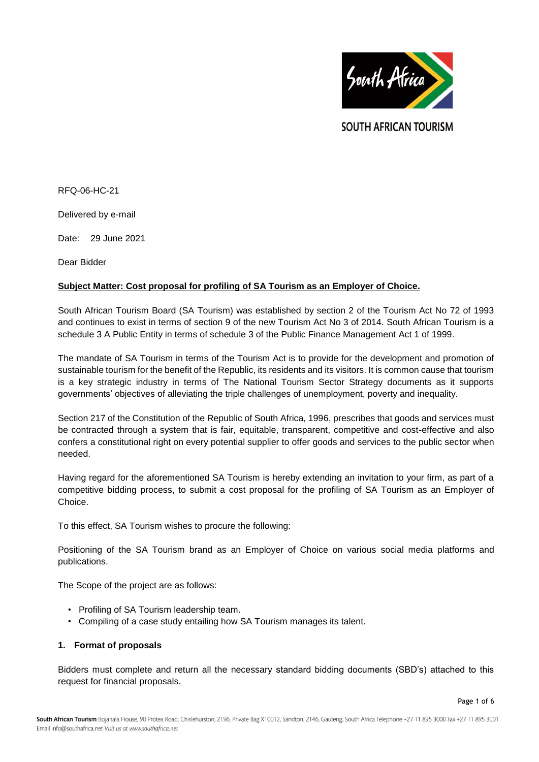SOUTH AFRICAN TOURISM

RFQ-06-HC-21

Delivered by e-mail

Date: 29 June 2021

Dear Bidder

**Subject Matter: Cost proposal for profiling of SA Tourism as an Employer of Choice.**

South African Tourism Board (SA Tourism) was established by section 2 of the Tourism Act No 72 of 1993 and continues to exist in terms of section 9 of the new Tourism Act No 3 of 2014. South African Tourism is a schedule 3 A Public Entity in terms of schedule 3 of the Public Finance Management Act 1 of 1999.

The mandate of SA Tourism in terms of the Tourism Act is to provide for the development and promotion of sustainable tourism for the benefit of the Republic, its residents and its visitors. It is common cause that tourism is a key strategic industry in terms of The National Tourism Sector Strategy documents as it supports governments' objectives of alleviating the triple challenges of unemployment, poverty and inequality.

Section 217 of the Constitution of the Republic of South Africa, 1996, prescribes that goods and services must be contracted through a system that is fair, equitable, transparent, competitive and cost-effective and also confers a constitutional right on every potential supplier to offer goods and services to the public sector when needed.

Having regard for the aforementioned SA Tourism is hereby extending an invitation to your firm, as part of a competitive bidding process, to submit a cost proposal for the profiling of SA Tourism as an Employer of Choice.

To this effect, SA Tourism wishes to procure the following:

Positioning of the SA Tourism brand as an Employer of Choice on various social media platforms and publications.

The Scope of the project are as follows:

- Profiling of SA Tourism leadership team.
- Compiling of a case study entailing how SA Tourism manages its talent.

## 1. Format of proposals

Bidders must complete and return all the necessary standard bidding documents (SBD's) attached to this request for financial proposals.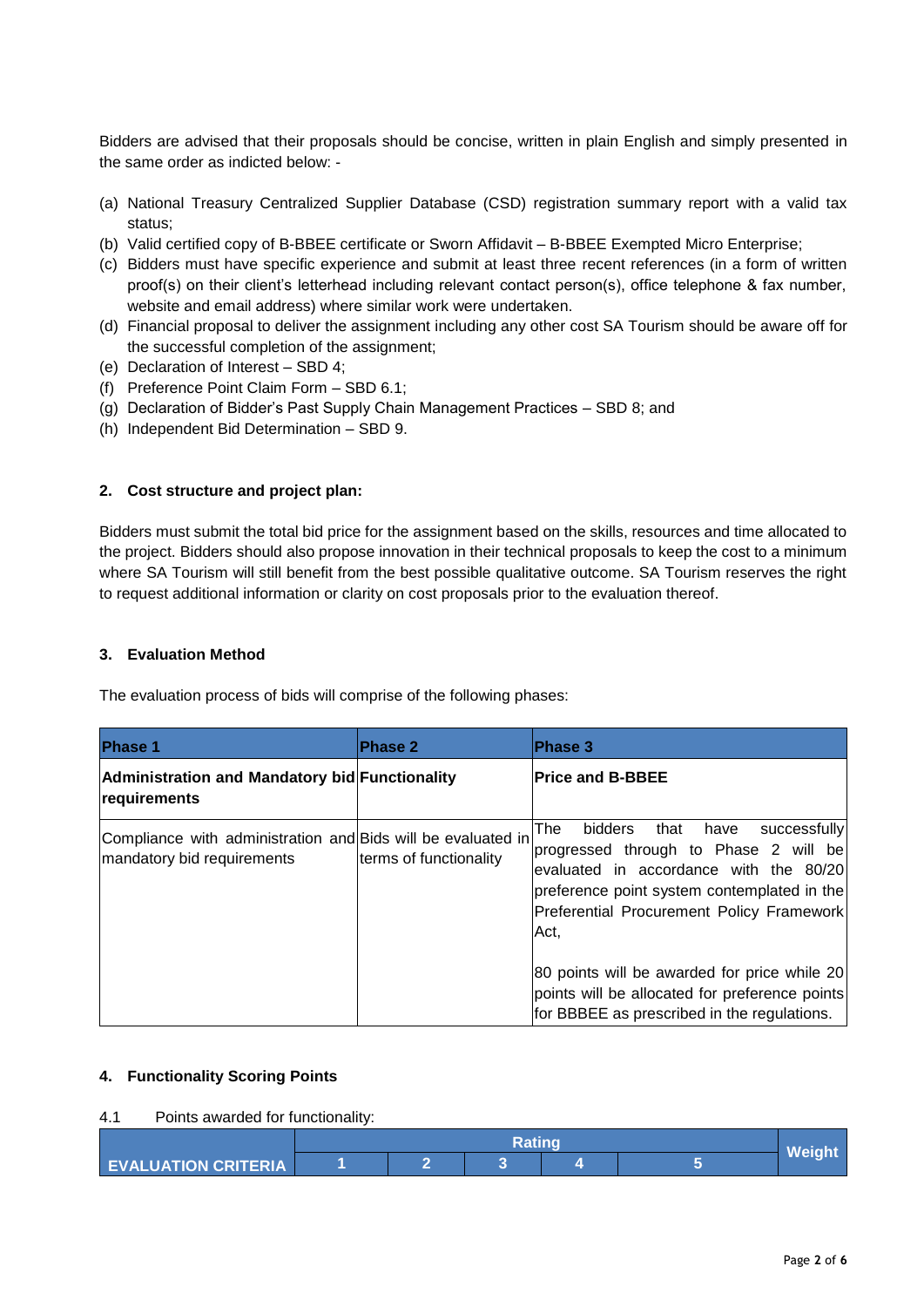Bidders are advised that their proposals should be concise, written in plain English and simply presented in the same order as indicted below: -

(a) National Treasury Centralized Supplier Database (CSD) registration summary report with a valid tax status;
(b) Valid certified copy of B-BBEE certificate or Sworn Affidavit – B-BBEE Exempted Micro Enterprise;
(c) Bidders must have specific experience and submit at least three recent references (in a form of written proof(s) on their client's letterhead including relevant contact person(s), office telephone & fax number, website and email address) where similar work were undertaken.
(d) Financial proposal to deliver the assignment including any other cost SA Tourism should be aware off for the successful completion of the assignment;
(e) Declaration of Interest – SBD 4;
(f) Preference Point Claim Form – SBD 6.1;
(g) Declaration of Bidder's Past Supply Chain Management Practices – SBD 8; and
(h) Independent Bid Determination – SBD 9.

## 2. Cost structure and project plan:

Bidders must submit the total bid price for the assignment based on the skills, resources and time allocated to the project. Bidders should also propose innovation in their technical proposals to keep the cost to a minimum where SA Tourism will still benefit from the best possible qualitative outcome. SA Tourism reserves the right to request additional information or clarity on cost proposals prior to the evaluation thereof.

## 3. Evaluation Method

The evaluation process of bids will comprise of the following phases:

| Phase 1 | Phase 2 | Phase 3 |
|---|---|---|
| **Administration and Mandatory bid requirements** | **Functionality** | **Price and B-BBEE** |
| Compliance with administration and mandatory bid requirements | Bids will be evaluated in terms of functionality | The bidders that have successfully progressed through to Phase 2 will be evaluated in accordance with the 80/20 preference point system contemplated in the Preferential Procurement Policy Framework Act,<br><br>80 points will be awarded for price while 20 points will be allocated for preference points for BBBEE as prescribed in the regulations. |

## 4. Functionality Scoring Points

4.1 Points awarded for functionality:

| EVALUATION CRITERIA | Rating | | | | | Weight |
|---|---|---|---|---|---|---|
| | 1 | 2 | 3 | 4 | 5 | |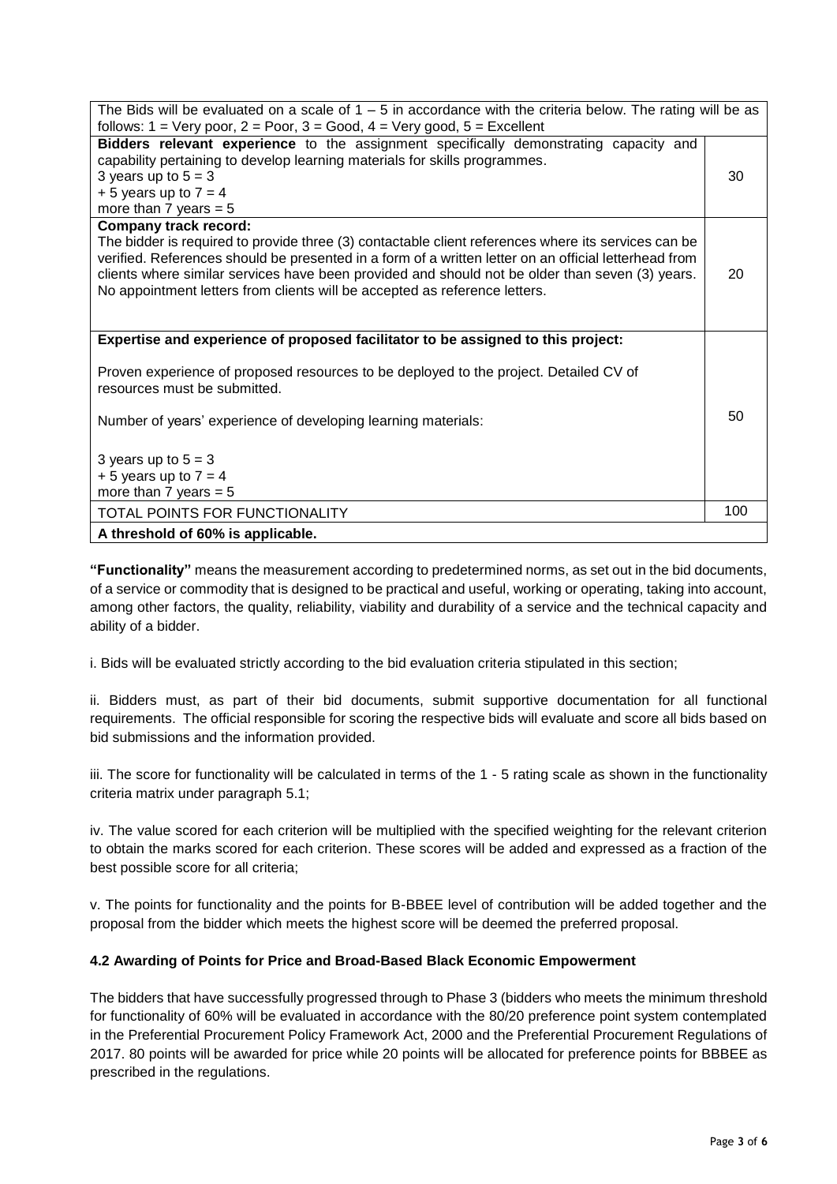| The Bids will be evaluated on a scale of 1 – 5 in accordance with the criteria below. The rating will be as follows: 1 = Very poor, 2 = Poor, 3 = Good, 4 = Very good, 5 = Excellent | |
|---|---|
| **Bidders relevant experience** to the assignment specifically demonstrating capacity and capability pertaining to develop learning materials for skills programmes.<br>3 years up to 5 = 3<br>+ 5 years up to 7 = 4<br>more than 7 years = 5 | 30 |
| **Company track record:**<br>The bidder is required to provide three (3) contactable client references where its services can be verified. References should be presented in a form of a written letter on an official letterhead from clients where similar services have been provided and should not be older than seven (3) years. No appointment letters from clients will be accepted as reference letters. | 20 |
| **Expertise and experience of proposed facilitator to be assigned to this project:**<br>Proven experience of proposed resources to be deployed to the project. Detailed CV of resources must be submitted.<br>Number of years' experience of developing learning materials:<br>3 years up to 5 = 3<br>+ 5 years up to 7 = 4<br>more than 7 years = 5 | 50 |
| TOTAL POINTS FOR FUNCTIONALITY | 100 |
| **A threshold of 60% is applicable.** | |

**"Functionality"** means the measurement according to predetermined norms, as set out in the bid documents, of a service or commodity that is designed to be practical and useful, working or operating, taking into account, among other factors, the quality, reliability, viability and durability of a service and the technical capacity and ability of a bidder.

i. Bids will be evaluated strictly according to the bid evaluation criteria stipulated in this section;

ii. Bidders must, as part of their bid documents, submit supportive documentation for all functional requirements. The official responsible for scoring the respective bids will evaluate and score all bids based on bid submissions and the information provided.

iii. The score for functionality will be calculated in terms of the 1 - 5 rating scale as shown in the functionality criteria matrix under paragraph 5.1;

iv. The value scored for each criterion will be multiplied with the specified weighting for the relevant criterion to obtain the marks scored for each criterion. These scores will be added and expressed as a fraction of the best possible score for all criteria;

v. The points for functionality and the points for B-BBEE level of contribution will be added together and the proposal from the bidder which meets the highest score will be deemed the preferred proposal.

### 4.2 Awarding of Points for Price and Broad-Based Black Economic Empowerment

The bidders that have successfully progressed through to Phase 3 (bidders who meets the minimum threshold for functionality of 60% will be evaluated in accordance with the 80/20 preference point system contemplated in the Preferential Procurement Policy Framework Act, 2000 and the Preferential Procurement Regulations of 2017. 80 points will be awarded for price while 20 points will be allocated for preference points for BBBEE as prescribed in the regulations.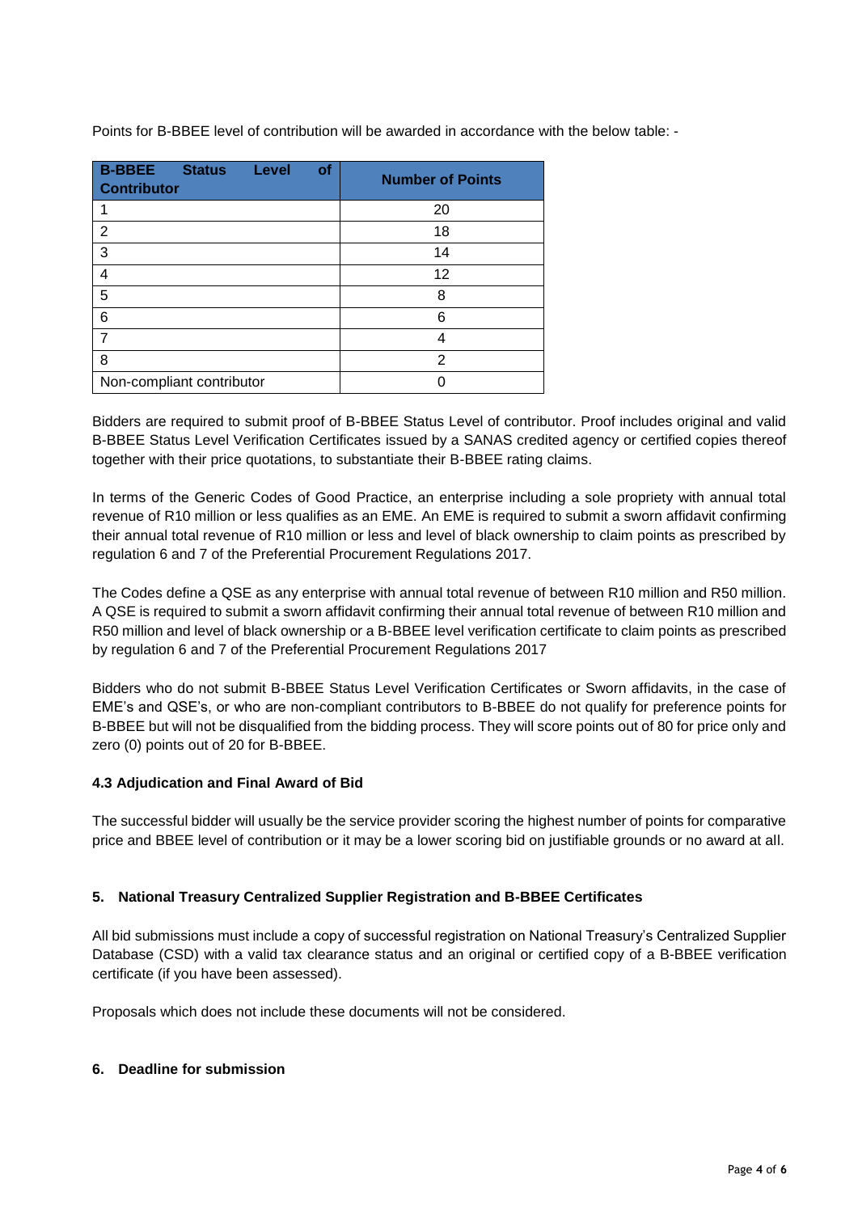Points for B-BBEE level of contribution will be awarded in accordance with the below table: -

| B-BBEE Status Level of Contributor | Number of Points |
|---|---|
| 1 | 20 |
| 2 | 18 |
| 3 | 14 |
| 4 | 12 |
| 5 | 8 |
| 6 | 6 |
| 7 | 4 |
| 8 | 2 |
| Non-compliant contributor | 0 |

Bidders are required to submit proof of B-BBEE Status Level of contributor. Proof includes original and valid B-BBEE Status Level Verification Certificates issued by a SANAS credited agency or certified copies thereof together with their price quotations, to substantiate their B-BBEE rating claims.

In terms of the Generic Codes of Good Practice, an enterprise including a sole propriety with annual total revenue of R10 million or less qualifies as an EME. An EME is required to submit a sworn affidavit confirming their annual total revenue of R10 million or less and level of black ownership to claim points as prescribed by regulation 6 and 7 of the Preferential Procurement Regulations 2017.

The Codes define a QSE as any enterprise with annual total revenue of between R10 million and R50 million. A QSE is required to submit a sworn affidavit confirming their annual total revenue of between R10 million and R50 million and level of black ownership or a B-BBEE level verification certificate to claim points as prescribed by regulation 6 and 7 of the Preferential Procurement Regulations 2017

Bidders who do not submit B-BBEE Status Level Verification Certificates or Sworn affidavits, in the case of EME's and QSE's, or who are non-compliant contributors to B-BBEE do not qualify for preference points for B-BBEE but will not be disqualified from the bidding process. They will score points out of 80 for price only and zero (0) points out of 20 for B-BBEE.

**4.3 Adjudication and Final Award of Bid**

The successful bidder will usually be the service provider scoring the highest number of points for comparative price and BBEE level of contribution or it may be a lower scoring bid on justifiable grounds or no award at all.

**5. National Treasury Centralized Supplier Registration and B-BBEE Certificates**

All bid submissions must include a copy of successful registration on National Treasury's Centralized Supplier Database (CSD) with a valid tax clearance status and an original or certified copy of a B-BBEE verification certificate (if you have been assessed).

Proposals which does not include these documents will not be considered.

**6. Deadline for submission**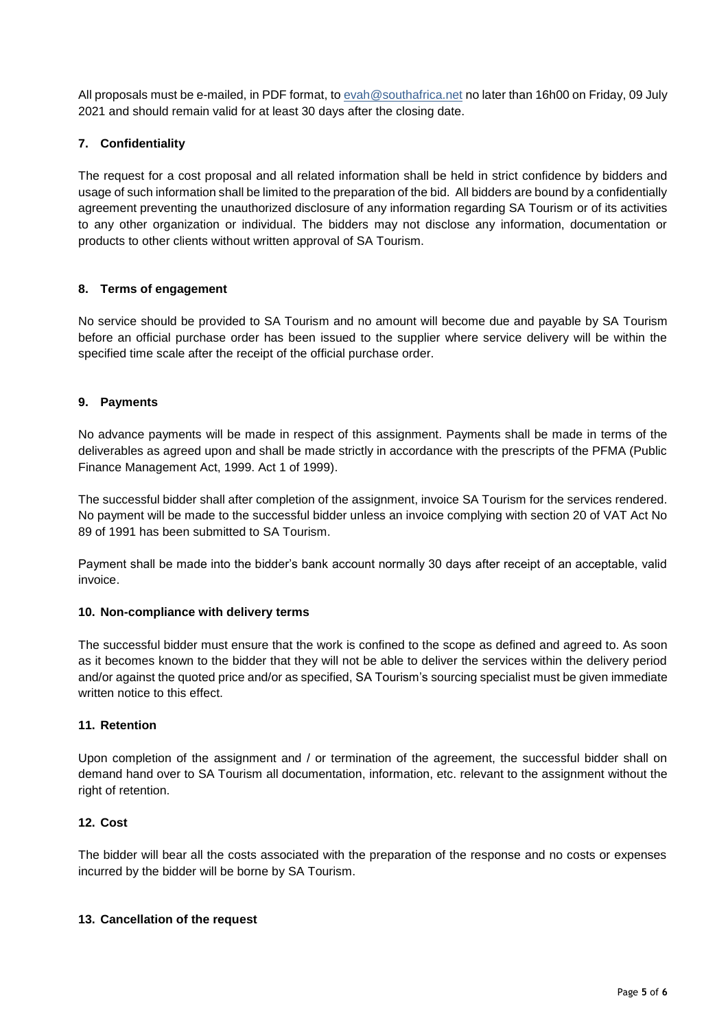All proposals must be e-mailed, in PDF format, to [evah@southafrica.net](mailto:evah@southafrica.net) no later than 16h00 on Friday, 09 July 2021 and should remain valid for at least 30 days after the closing date.

## 7. Confidentiality

The request for a cost proposal and all related information shall be held in strict confidence by bidders and usage of such information shall be limited to the preparation of the bid. All bidders are bound by a confidentially agreement preventing the unauthorized disclosure of any information regarding SA Tourism or of its activities to any other organization or individual. The bidders may not disclose any information, documentation or products to other clients without written approval of SA Tourism.

## 8. Terms of engagement

No service should be provided to SA Tourism and no amount will become due and payable by SA Tourism before an official purchase order has been issued to the supplier where service delivery will be within the specified time scale after the receipt of the official purchase order.

## 9. Payments

No advance payments will be made in respect of this assignment. Payments shall be made in terms of the deliverables as agreed upon and shall be made strictly in accordance with the prescripts of the PFMA (Public Finance Management Act, 1999. Act 1 of 1999).

The successful bidder shall after completion of the assignment, invoice SA Tourism for the services rendered. No payment will be made to the successful bidder unless an invoice complying with section 20 of VAT Act No 89 of 1991 has been submitted to SA Tourism.

Payment shall be made into the bidder's bank account normally 30 days after receipt of an acceptable, valid invoice.

## 10. Non-compliance with delivery terms

The successful bidder must ensure that the work is confined to the scope as defined and agreed to. As soon as it becomes known to the bidder that they will not be able to deliver the services within the delivery period and/or against the quoted price and/or as specified, SA Tourism's sourcing specialist must be given immediate written notice to this effect.

## 11. Retention

Upon completion of the assignment and / or termination of the agreement, the successful bidder shall on demand hand over to SA Tourism all documentation, information, etc. relevant to the assignment without the right of retention.

## 12. Cost

The bidder will bear all the costs associated with the preparation of the response and no costs or expenses incurred by the bidder will be borne by SA Tourism.

## 13. Cancellation of the request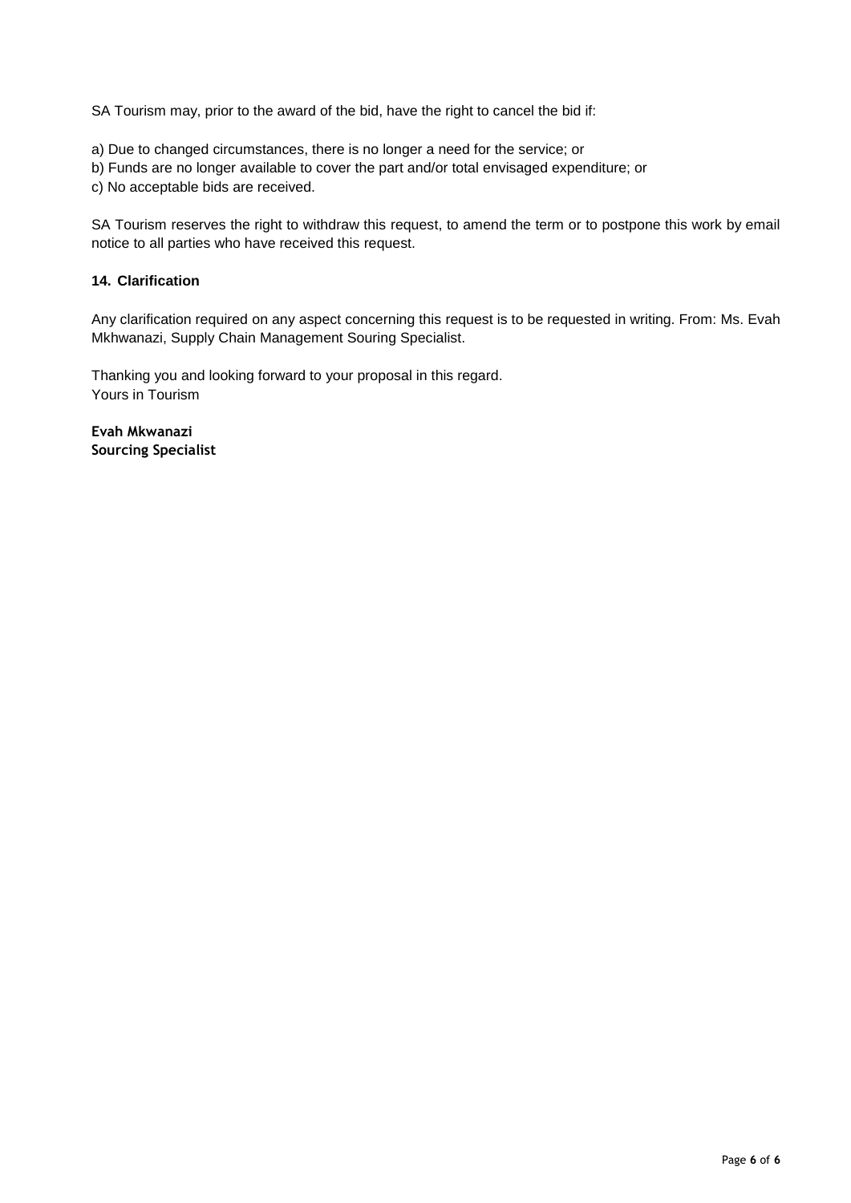SA Tourism may, prior to the award of the bid, have the right to cancel the bid if:

a) Due to changed circumstances, there is no longer a need for the service; or
b) Funds are no longer available to cover the part and/or total envisaged expenditure; or
c) No acceptable bids are received.

SA Tourism reserves the right to withdraw this request, to amend the term or to postpone this work by email notice to all parties who have received this request.

## 14. Clarification

Any clarification required on any aspect concerning this request is to be requested in writing. From: Ms. Evah Mkhwanazi, Supply Chain Management Souring Specialist.

Thanking you and looking forward to your proposal in this regard.
Yours in Tourism

**Evah Mkwanazi**
**Sourcing Specialist**